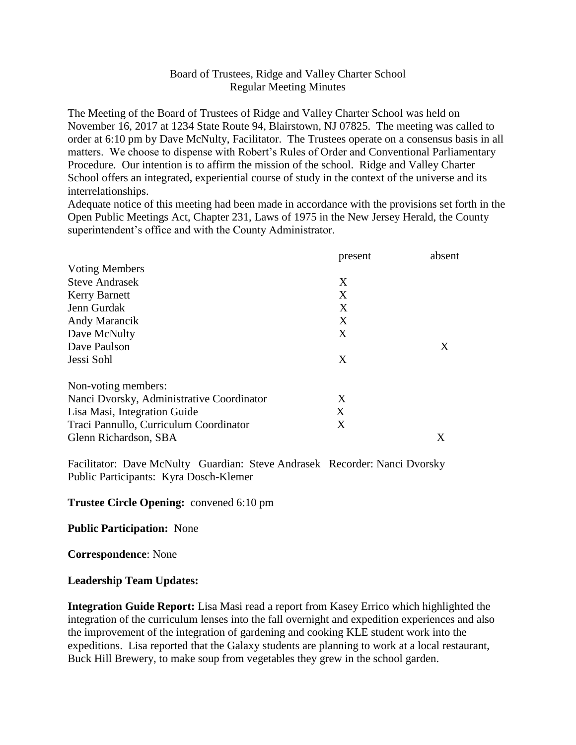# Board of Trustees, Ridge and Valley Charter School
## Regular Meeting Minutes

The Meeting of the Board of Trustees of Ridge and Valley Charter School was held on November 16, 2017 at 1234 State Route 94, Blairstown, NJ 07825. The meeting was called to order at 6:10 pm by Dave McNulty, Facilitator. The Trustees operate on a consensus basis in all matters. We choose to dispense with Robert's Rules of Order and Conventional Parliamentary Procedure. Our intention is to affirm the mission of the school. Ridge and Valley Charter School offers an integrated, experiential course of study in the context of the universe and its interrelationships.

Adequate notice of this meeting had been made in accordance with the provisions set forth in the Open Public Meetings Act, Chapter 231, Laws of 1975 in the New Jersey Herald, the County superintendent's office and with the County Administrator.

| | present | absent |
|---|---|---|
| Voting Members | | |
| Steve Andrasek | X | |
| Kerry Barnett | X | |
| Jenn Gurdak | X | |
| Andy Marancik | X | |
| Dave McNulty | X | |
| Dave Paulson | | X |
| Jessi Sohl | X | |
| Non-voting members: | | |
| Nanci Dvorsky, Administrative Coordinator | X | |
| Lisa Masi, Integration Guide | X | |
| Traci Pannullo, Curriculum Coordinator | X | |
| Glenn Richardson, SBA | | X |

Facilitator: Dave McNulty Guardian: Steve Andrasek Recorder: Nanci Dvorsky
Public Participants: Kyra Dosch-Klemer

**Trustee Circle Opening:** convened 6:10 pm

**Public Participation:** None

**Correspondence**: None

**Leadership Team Updates:**

**Integration Guide Report:** Lisa Masi read a report from Kasey Errico which highlighted the integration of the curriculum lenses into the fall overnight and expedition experiences and also the improvement of the integration of gardening and cooking KLE student work into the expeditions. Lisa reported that the Galaxy students are planning to work at a local restaurant, Buck Hill Brewery, to make soup from vegetables they grew in the school garden.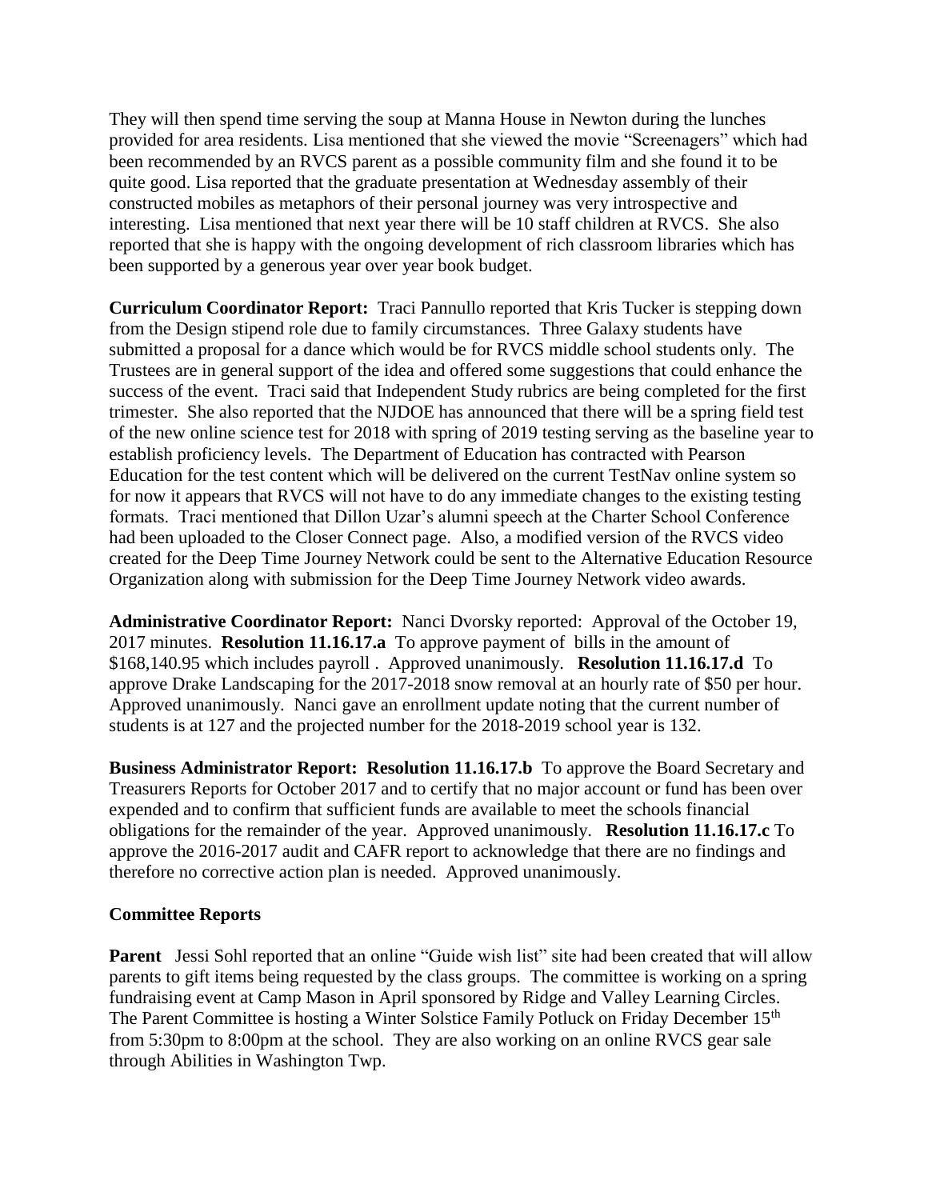They will then spend time serving the soup at Manna House in Newton during the lunches provided for area residents. Lisa mentioned that she viewed the movie "Screenagers" which had been recommended by an RVCS parent as a possible community film and she found it to be quite good. Lisa reported that the graduate presentation at Wednesday assembly of their constructed mobiles as metaphors of their personal journey was very introspective and interesting. Lisa mentioned that next year there will be 10 staff children at RVCS. She also reported that she is happy with the ongoing development of rich classroom libraries which has been supported by a generous year over year book budget.

**Curriculum Coordinator Report:** Traci Pannullo reported that Kris Tucker is stepping down from the Design stipend role due to family circumstances. Three Galaxy students have submitted a proposal for a dance which would be for RVCS middle school students only. The Trustees are in general support of the idea and offered some suggestions that could enhance the success of the event. Traci said that Independent Study rubrics are being completed for the first trimester. She also reported that the NJDOE has announced that there will be a spring field test of the new online science test for 2018 with spring of 2019 testing serving as the baseline year to establish proficiency levels. The Department of Education has contracted with Pearson Education for the test content which will be delivered on the current TestNav online system so for now it appears that RVCS will not have to do any immediate changes to the existing testing formats. Traci mentioned that Dillon Uzar's alumni speech at the Charter School Conference had been uploaded to the Closer Connect page. Also, a modified version of the RVCS video created for the Deep Time Journey Network could be sent to the Alternative Education Resource Organization along with submission for the Deep Time Journey Network video awards.

**Administrative Coordinator Report:** Nanci Dvorsky reported: Approval of the October 19, 2017 minutes. **Resolution 11.16.17.a** To approve payment of bills in the amount of $168,140.95 which includes payroll . Approved unanimously. **Resolution 11.16.17.d** To approve Drake Landscaping for the 2017-2018 snow removal at an hourly rate of $50 per hour. Approved unanimously. Nanci gave an enrollment update noting that the current number of students is at 127 and the projected number for the 2018-2019 school year is 132.

**Business Administrator Report: Resolution 11.16.17.b** To approve the Board Secretary and Treasurers Reports for October 2017 and to certify that no major account or fund has been over expended and to confirm that sufficient funds are available to meet the schools financial obligations for the remainder of the year. Approved unanimously. **Resolution 11.16.17.c** To approve the 2016-2017 audit and CAFR report to acknowledge that there are no findings and therefore no corrective action plan is needed. Approved unanimously.

**Committee Reports**

**Parent** Jessi Sohl reported that an online "Guide wish list" site had been created that will allow parents to gift items being requested by the class groups. The committee is working on a spring fundraising event at Camp Mason in April sponsored by Ridge and Valley Learning Circles. The Parent Committee is hosting a Winter Solstice Family Potluck on Friday December 15th from 5:30pm to 8:00pm at the school. They are also working on an online RVCS gear sale through Abilities in Washington Twp.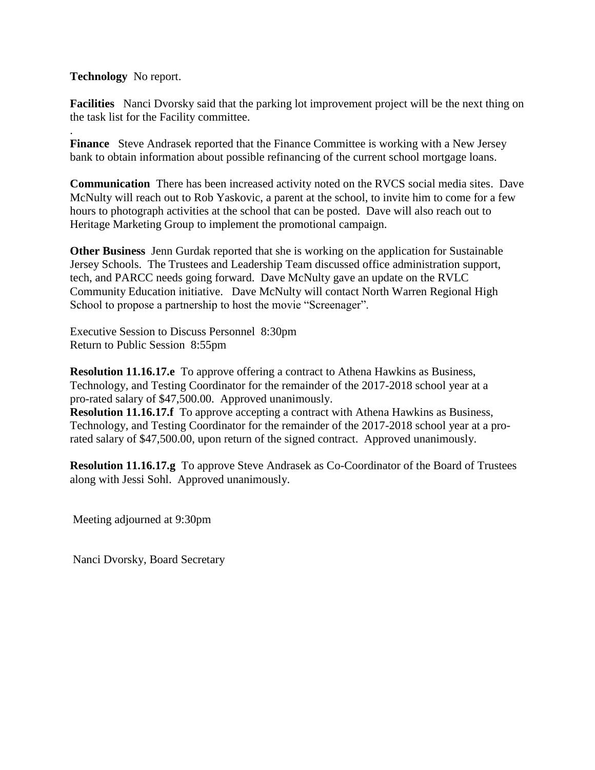**Technology** No report.

**Facilities** Nanci Dvorsky said that the parking lot improvement project will be the next thing on the task list for the Facility committee.

.

**Finance** Steve Andrasek reported that the Finance Committee is working with a New Jersey bank to obtain information about possible refinancing of the current school mortgage loans.

**Communication** There has been increased activity noted on the RVCS social media sites. Dave McNulty will reach out to Rob Yaskovic, a parent at the school, to invite him to come for a few hours to photograph activities at the school that can be posted. Dave will also reach out to Heritage Marketing Group to implement the promotional campaign.

**Other Business** Jenn Gurdak reported that she is working on the application for Sustainable Jersey Schools. The Trustees and Leadership Team discussed office administration support, tech, and PARCC needs going forward. Dave McNulty gave an update on the RVLC Community Education initiative. Dave McNulty will contact North Warren Regional High School to propose a partnership to host the movie "Screenager".

Executive Session to Discuss Personnel 8:30pm
Return to Public Session 8:55pm

**Resolution 11.16.17.e** To approve offering a contract to Athena Hawkins as Business, Technology, and Testing Coordinator for the remainder of the 2017-2018 school year at a pro-rated salary of $47,500.00. Approved unanimously.
**Resolution 11.16.17.f** To approve accepting a contract with Athena Hawkins as Business, Technology, and Testing Coordinator for the remainder of the 2017-2018 school year at a pro-rated salary of $47,500.00, upon return of the signed contract. Approved unanimously.

**Resolution 11.16.17.g** To approve Steve Andrasek as Co-Coordinator of the Board of Trustees along with Jessi Sohl. Approved unanimously.

Meeting adjourned at 9:30pm

Nanci Dvorsky, Board Secretary